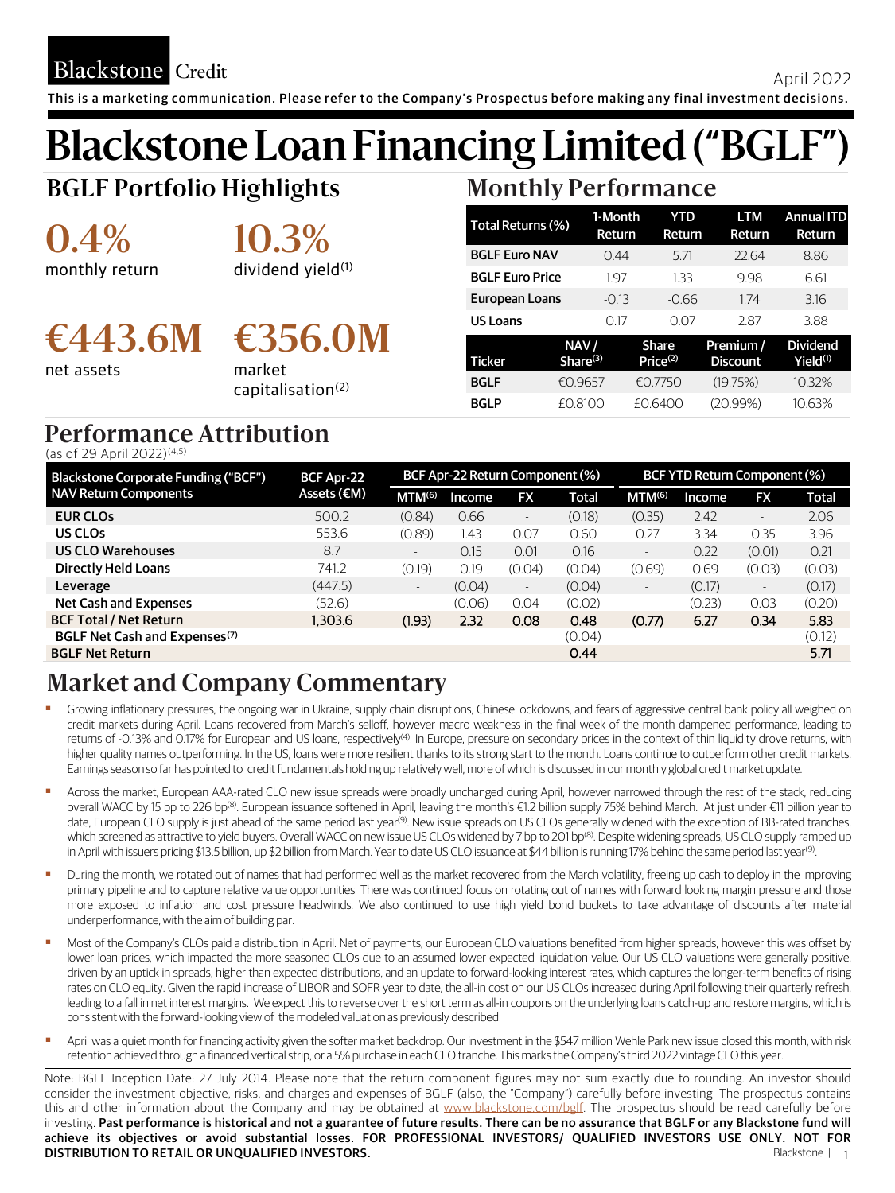Blackstone Credit

April 2022

This is a marketing communication. Please refer to the Company's Prospectus before making any final investment decisions.

# Blackstone Loan Financing Limited ("BGLF")

## BGLF Portfolio Highlights

**0.4%** monthly return

**10.3%** dividend yield[1]

**€443.6M** net assets

**€356.0M** market capitalisation[2]

## Monthly Performance

| Total Returns (%) | 1-Month Return | YTD Return | LTM Return | Annual ITD Return |
|---|---|---|---|---|
| **BGLF Euro NAV** | 0.44 | 5.71 | 22.64 | 8.86 |
| **BGLF Euro Price** | 1.97 | 1.33 | 9.98 | 6.61 |
| **European Loans** | -0.13 | -0.66 | 1.74 | 3.16 |
| **US Loans** | 0.17 | 0.07 | 2.87 | 3.88 |

| Ticker | NAV / Share[3] | Share Price[2] | Premium / Discount | Dividend Yield[1] |
|---|---|---|---|---|
| **BGLF** | €0.9657 | €0.7750 | (19.75%) | 10.32% |
| **BGLP** | £0.8100 | £0.6400 | (20.99%) | 10.63% |

## Performance Attribution

(as of 29 April 2022)[4,5]

| Blackstone Corporate Funding ("BCF") NAV Return Components | BCF Apr-22 Assets (€M) | BCF Apr-22 Return Component (%) | | | | BCF YTD Return Component (%) | | | |
|---|---|---|---|---|---|---|---|---|---|
| | | MTM[6] | Income | FX | Total | MTM[6] | Income | FX | Total |
| **EUR CLOs** | 500.2 | (0.84) | 0.66 | - | (0.18) | (0.35) | 2.42 | - | 2.06 |
| **US CLOs** | 553.6 | (0.89) | 1.43 | 0.07 | 0.60 | 0.27 | 3.34 | 0.35 | 3.96 |
| **US CLO Warehouses** | 8.7 | - | 0.15 | 0.01 | 0.16 | - | 0.22 | (0.01) | 0.21 |
| **Directly Held Loans** | 741.2 | (0.19) | 0.19 | (0.04) | (0.04) | (0.69) | 0.69 | (0.03) | (0.03) |
| **Leverage** | (447.5) | - | (0.04) | - | (0.04) | - | (0.17) | - | (0.17) |
| **Net Cash and Expenses** | (52.6) | - | (0.06) | 0.04 | (0.02) | - | (0.23) | 0.03 | (0.20) |
| **BCF Total / Net Return** | **1,303.6** | **(1.93)** | **2.32** | **0.08** | **0.48** | **(0.77)** | **6.27** | **0.34** | **5.83** |
| **BGLF Net Cash and Expenses[7]** | | | | | (0.04) | | | | (0.12) |
| **BGLF Net Return** | | | | | **0.44** | | | | **5.71** |

## Market and Company Commentary

- Growing inflationary pressures, the ongoing war in Ukraine, supply chain disruptions, Chinese lockdowns, and fears of aggressive central bank policy all weighed on credit markets during April. Loans recovered from March's selloff, however macro weakness in the final week of the month dampened performance, leading to returns of -0.13% and 0.17% for European and US loans, respectively[4]. In Europe, pressure on secondary prices in the context of thin liquidity drove returns, with higher quality names outperforming. In the US, loans were more resilient thanks to its strong start to the month. Loans continue to outperform other credit markets. Earnings season so far has pointed to credit fundamentals holding up relatively well, more of which is discussed in our monthly global credit market update.
- Across the market, European AAA-rated CLO new issue spreads were broadly unchanged during April, however narrowed through the rest of the stack, reducing overall WACC by 15 bp to 226 bp[8]. European issuance softened in April, leaving the month's €1.2 billion supply 75% behind March. At just under €11 billion year to date, European CLO supply is just ahead of the same period last year[9]. New issue spreads on US CLOs generally widened with the exception of BB-rated tranches, which screened as attractive to yield buyers. Overall WACC on new issue US CLOs widened by 7 bp to 201 bp[8]. Despite widening spreads, US CLO supply ramped up in April with issuers pricing $13.5 billion, up $2 billion from March. Year to date US CLO issuance at $44 billion is running 17% behind the same period last year[9].
- During the month, we rotated out of names that had performed well as the market recovered from the March volatility, freeing up cash to deploy in the improving primary pipeline and to capture relative value opportunities. There was continued focus on rotating out of names with forward looking margin pressure and those more exposed to inflation and cost pressure headwinds. We also continued to use high yield bond buckets to take advantage of discounts after material underperformance, with the aim of building par.
- Most of the Company's CLOs paid a distribution in April. Net of payments, our European CLO valuations benefited from higher spreads, however this was offset by lower loan prices, which impacted the more seasoned CLOs due to an assumed lower expected liquidation value. Our US CLO valuations were generally positive, driven by an uptick in spreads, higher than expected distributions, and an update to forward-looking interest rates, which captures the longer-term benefits of rising rates on CLO equity. Given the rapid increase of LIBOR and SOFR year to date, the all-in cost on our US CLOs increased during April following their quarterly refresh, leading to a fall in net interest margins. We expect this to reverse over the short term as all-in coupons on the underlying loans catch-up and restore margins, which is consistent with the forward-looking view of the modeled valuation as previously described.
- April was a quiet month for financing activity given the softer market backdrop. Our investment in the $547 million Wehle Park new issue closed this month, with risk retention achieved through a financed vertical strip, or a 5% purchase in each CLO tranche. This marks the Company's third 2022 vintage CLO this year.

Note: BGLF Inception Date: 27 July 2014. Please note that the return component figures may not sum exactly due to rounding. An investor should consider the investment objective, risks, and charges and expenses of BGLF (also, the "Company") carefully before investing. The prospectus contains this and other information about the Company and may be obtained at www.blackstone.com/bglf. The prospectus should be read carefully before investing. **Past performance is historical and not a guarantee of future results. There can be no assurance that BGLF or any Blackstone fund will achieve its objectives or avoid substantial losses. FOR PROFESSIONAL INVESTORS/ QUALIFIED INVESTORS USE ONLY. NOT FOR DISTRIBUTION TO RETAIL OR UNQUALIFIED INVESTORS.**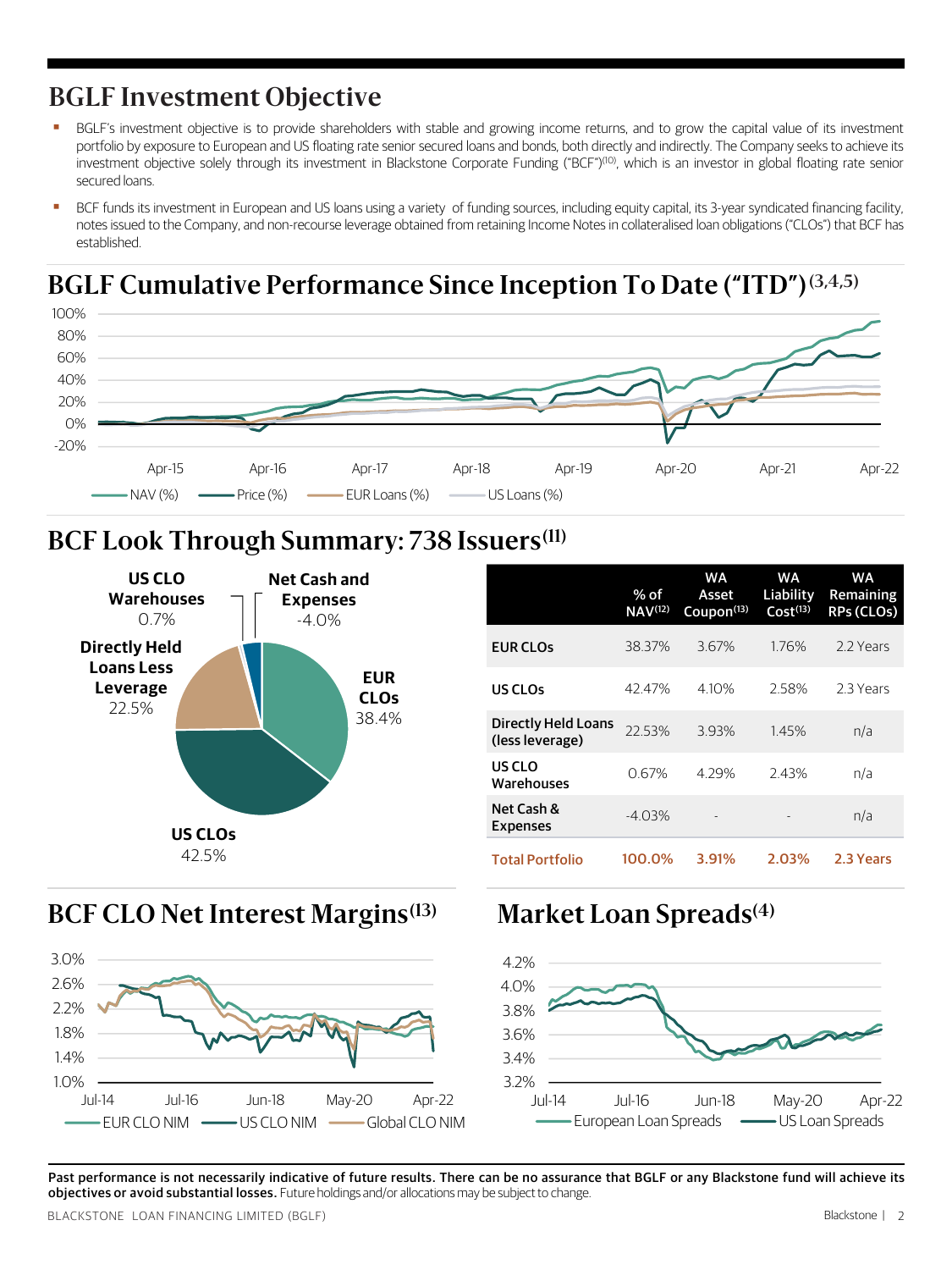## BGLF Investment Objective

- BGLF's investment objective is to provide shareholders with stable and growing income returns, and to grow the capital value of its investment portfolio by exposure to European and US floating rate senior secured loans and bonds, both directly and indirectly. The Company seeks to achieve its investment objective solely through its investment in Blackstone Corporate Funding ("BCF")[10], which is an investor in global floating rate senior secured loans.
- BCF funds its investment in European and US loans using a variety of funding sources, including equity capital, its 3-year syndicated financing facility, notes issued to the Company, and non-recourse leverage obtained from retaining Income Notes in collateralised loan obligations ("CLOs") that BCF has established.

## BGLF Cumulative Performance Since Inception To Date ("ITD")[3,4,5]

100%
80%
60%
40%
20%
0%
-20%

Apr-15 Apr-16 Apr-17 Apr-18 Apr-19 Apr-20 Apr-21 Apr-22

NAV (%) Price (%) EUR Loans (%) US Loans (%)

## BCF Look Through Summary: 738 Issuers[11]

US CLO Warehouses 0.7%
Net Cash and Expenses -4.0%
Directly Held Loans Less Leverage 22.5%
EUR CLOs 38.4%
US CLOs 42.5%

| | % of NAV[12] | WA Asset Coupon[13] | WA Liability Cost[13] | WA Remaining RPs (CLOs) |
|---|---|---|---|---|
| EUR CLOs | 38.37% | 3.67% | 1.76% | 2.2 Years |
| US CLOs | 42.47% | 4.10% | 2.58% | 2.3 Years |
| Directly Held Loans (less leverage) | 22.53% | 3.93% | 1.45% | n/a |
| US CLO Warehouses | 0.67% | 4.29% | 2.43% | n/a |
| Net Cash & Expenses | -4.03% | - | - | n/a |
| **Total Portfolio** | **100.0%** | **3.91%** | **2.03%** | **2.3 Years** |

## BCF CLO Net Interest Margins[13]

3.0%
2.6%
2.2%
1.8%
1.4%
1.0%

Jul-14 Jul-16 Jun-18 May-20 Apr-22

EUR CLO NIM US CLO NIM Global CLO NIM

## Market Loan Spreads[4]

4.2%
4.0%
3.8%
3.6%
3.4%
3.2%

Jul-14 Jul-16 Jun-18 May-20 Apr-22

European Loan Spreads US Loan Spreads

**Past performance is not necessarily indicative of future results. There can be no assurance that BGLF or any Blackstone fund will achieve its objectives or avoid substantial losses.** Future holdings and/or allocations may be subject to change.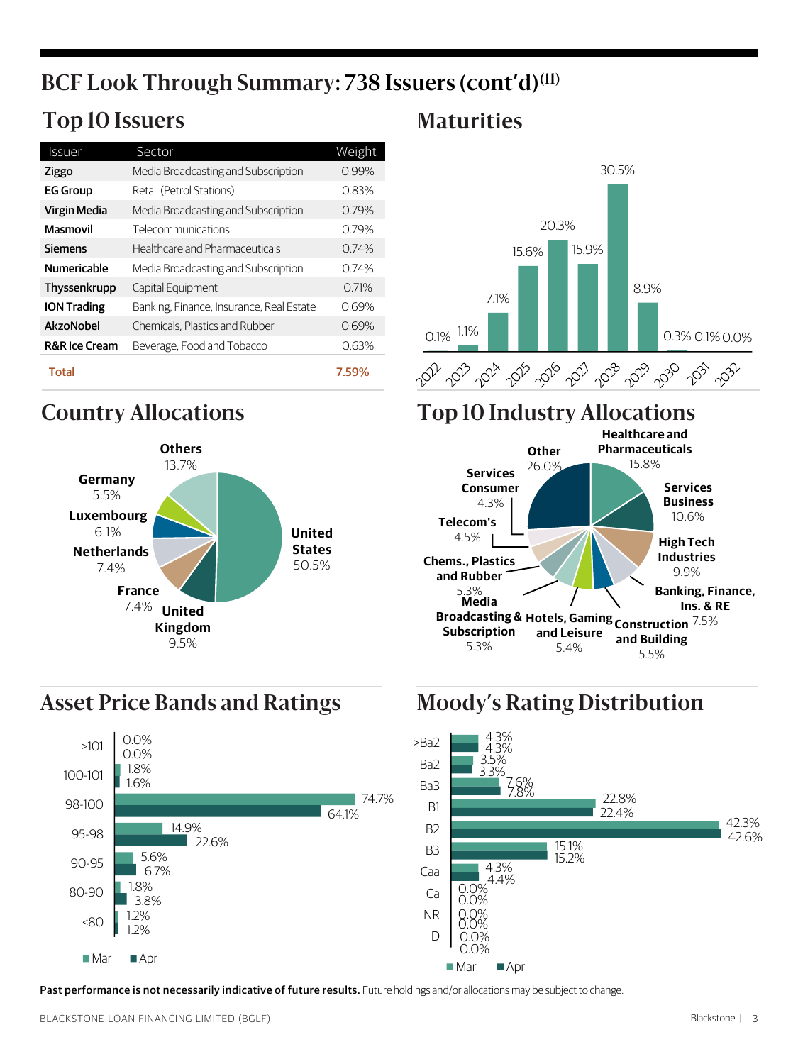# BCF Look Through Summary: 738 Issuers (cont'd)[11]

## Top 10 Issuers

| Issuer | Sector | Weight |
|---|---|---|
| **Ziggo** | Media Broadcasting and Subscription | 0.99% |
| **EG Group** | Retail (Petrol Stations) | 0.83% |
| **Virgin Media** | Media Broadcasting and Subscription | 0.79% |
| **Masmovil** | Telecommunications | 0.79% |
| **Siemens** | Healthcare and Pharmaceuticals | 0.74% |
| **Numericable** | Media Broadcasting and Subscription | 0.74% |
| **Thyssenkrupp** | Capital Equipment | 0.71% |
| **ION Trading** | Banking, Finance, Insurance, Real Estate | 0.69% |
| **AkzoNobel** | Chemicals, Plastics and Rubber | 0.69% |
| **R&R Ice Cream** | Beverage, Food and Tobacco | 0.63% |
| **Total** | | **7.59%** |

## Maturities

| Year | Weight |
|---|---|
| 2022 | 0.1% |
| 2023 | 1.1% |
| 2024 | 7.1% |
| 2025 | 15.6% |
| 2026 | 20.3% |
| 2027 | 15.9% |
| 2028 | 30.5% |
| 2029 | 8.9% |
| 2030 | 0.3% |
| 2031 | 0.1% |
| 2032 | 0.0% |

## Country Allocations

| Country | Weight |
|---|---|
| United States | 50.5% |
| United Kingdom | 9.5% |
| France | 7.4% |
| Netherlands | 7.4% |
| Luxembourg | 6.1% |
| Germany | 5.5% |
| Others | 13.7% |

## Top 10 Industry Allocations

| Industry | Weight |
|---|---|
| Healthcare and Pharmaceuticals | 15.8% |
| Services Business | 10.6% |
| High Tech Industries | 9.9% |
| Banking, Finance, Ins. & RE | 7.5% |
| Construction and Building | 5.5% |
| Hotels, Gaming and Leisure | 5.4% |
| Media Broadcasting & Subscription | 5.3% |
| Chems., Plastics and Rubber | 5.3% |
| Telecom's | 4.5% |
| Services Consumer | 4.3% |
| Other | 26.0% |

## Asset Price Bands and Ratings

| Price Band | Mar | Apr |
|---|---|---|
| >101 | 0.0% | 0.0% |
| 100-101 | 1.8% | 1.6% |
| 98-100 | 74.7% | 64.1% |
| 95-98 | 14.9% | 22.6% |
| 90-95 | 5.6% | 6.7% |
| 80-90 | 1.8% | 3.8% |
| <80 | 1.2% | 1.2% |

## Moody's Rating Distribution

| Rating | Mar | Apr |
|---|---|---|
| >Ba2 | 4.3% | 4.3% |
| Ba2 | 3.5% | 3.3% |
| Ba3 | 7.6% | 7.8% |
| B1 | 22.8% | 22.4% |
| B2 | 42.3% | 42.6% |
| B3 | 15.1% | 15.2% |
| Caa | 4.3% | 4.4% |
| Ca | 0.0% | 0.0% |
| NR | 0.0% | 0.0% |
| D | 0.0% | 0.0% |

**Past performance is not necessarily indicative of future results.** Future holdings and/or allocations may be subject to change.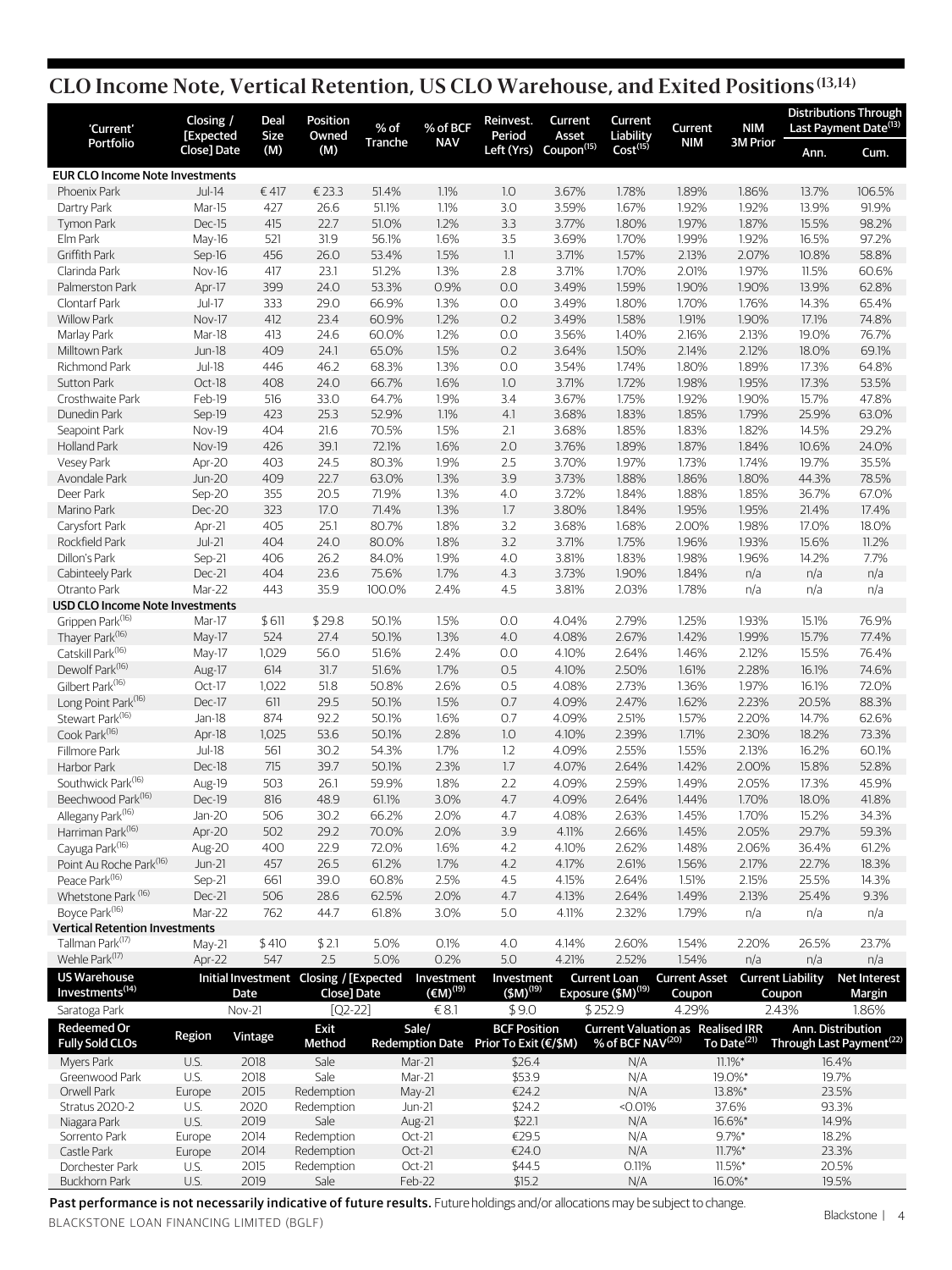## CLO Income Note, Vertical Retention, US CLO Warehouse, and Exited Positions[13,14]

| 'Current' Portfolio | Closing / [Expected Close] Date | Deal Size (M) | Position Owned (M) | % of Tranche | % of BCF NAV | Reinvest. Period Left (Yrs) | Current Asset Coupon[15] | Current Liability Cost[15] | Current NIM | NIM 3M Prior | Distributions Through Last Payment Date[13] | |
|---|---|---|---|---|---|---|---|---|---|---|---|---|
| | | | | | | | | | | | Ann. | Cum. |
| **EUR CLO Income Note Investments** | | | | | | | | | | | | |
| Phoenix Park | Jul-14 | € 417 | € 23.3 | 51.4% | 1.1% | 1.0 | 3.67% | 1.78% | 1.89% | 1.86% | 13.7% | 106.5% |
| Dartry Park | Mar-15 | 427 | 26.6 | 51.1% | 1.1% | 3.0 | 3.59% | 1.67% | 1.92% | 1.92% | 13.9% | 91.9% |
| Tymon Park | Dec-15 | 415 | 22.7 | 51.0% | 1.2% | 3.3 | 3.77% | 1.80% | 1.97% | 1.87% | 15.5% | 98.2% |
| Elm Park | May-16 | 521 | 31.9 | 56.1% | 1.6% | 3.5 | 3.69% | 1.70% | 1.99% | 1.92% | 16.5% | 97.2% |
| Griffith Park | Sep-16 | 456 | 26.0 | 53.4% | 1.5% | 1.1 | 3.71% | 1.57% | 2.13% | 2.07% | 10.8% | 58.8% |
| Clarinda Park | Nov-16 | 417 | 23.1 | 51.2% | 1.3% | 2.8 | 3.71% | 1.70% | 2.01% | 1.97% | 11.5% | 60.6% |
| Palmerston Park | Apr-17 | 399 | 24.0 | 53.3% | 0.9% | 0.0 | 3.49% | 1.59% | 1.90% | 1.90% | 13.9% | 62.8% |
| Clontarf Park | Jul-17 | 333 | 29.0 | 66.9% | 1.3% | 0.0 | 3.49% | 1.80% | 1.70% | 1.76% | 14.3% | 65.4% |
| Willow Park | Nov-17 | 412 | 23.4 | 60.9% | 1.2% | 0.2 | 3.49% | 1.58% | 1.91% | 1.90% | 17.1% | 74.8% |
| Marlay Park | Mar-18 | 413 | 24.6 | 60.0% | 1.2% | 0.0 | 3.56% | 1.40% | 2.16% | 2.13% | 19.0% | 76.7% |
| Milltown Park | Jun-18 | 409 | 24.1 | 65.0% | 1.5% | 0.2 | 3.64% | 1.50% | 2.14% | 2.12% | 18.0% | 69.1% |
| Richmond Park | Jul-18 | 446 | 46.2 | 68.3% | 1.3% | 0.0 | 3.54% | 1.74% | 1.80% | 1.89% | 17.3% | 64.8% |
| Sutton Park | Oct-18 | 408 | 24.0 | 66.7% | 1.6% | 1.0 | 3.71% | 1.72% | 1.98% | 1.95% | 17.3% | 53.5% |
| Crosthwaite Park | Feb-19 | 516 | 33.0 | 64.7% | 1.9% | 3.4 | 3.67% | 1.75% | 1.92% | 1.90% | 15.7% | 47.8% |
| Dunedin Park | Sep-19 | 423 | 25.3 | 52.9% | 1.1% | 4.1 | 3.68% | 1.83% | 1.85% | 1.79% | 25.9% | 63.0% |
| Seapoint Park | Nov-19 | 404 | 21.6 | 70.5% | 1.5% | 2.1 | 3.68% | 1.85% | 1.83% | 1.82% | 14.5% | 29.2% |
| Holland Park | Nov-19 | 426 | 39.1 | 72.1% | 1.6% | 2.0 | 3.76% | 1.89% | 1.87% | 1.84% | 10.6% | 24.0% |
| Vesey Park | Apr-20 | 403 | 24.5 | 80.3% | 1.9% | 2.5 | 3.70% | 1.97% | 1.73% | 1.74% | 19.7% | 35.5% |
| Avondale Park | Jun-20 | 409 | 22.7 | 63.0% | 1.3% | 3.9 | 3.73% | 1.88% | 1.86% | 1.80% | 44.3% | 78.5% |
| Deer Park | Sep-20 | 355 | 20.5 | 71.9% | 1.3% | 4.0 | 3.72% | 1.84% | 1.88% | 1.85% | 36.7% | 67.0% |
| Marino Park | Dec-20 | 323 | 17.0 | 71.4% | 1.3% | 1.7 | 3.80% | 1.84% | 1.95% | 1.95% | 21.4% | 17.4% |
| Carysfort Park | Apr-21 | 405 | 25.1 | 80.7% | 1.8% | 3.2 | 3.68% | 1.68% | 2.00% | 1.98% | 17.0% | 18.0% |
| Rockfield Park | Jul-21 | 404 | 24.0 | 80.0% | 1.8% | 3.2 | 3.71% | 1.75% | 1.96% | 1.93% | 15.6% | 11.2% |
| Dillon's Park | Sep-21 | 406 | 26.2 | 84.0% | 1.9% | 4.0 | 3.81% | 1.83% | 1.98% | 1.96% | 14.2% | 7.7% |
| Cabinteely Park | Dec-21 | 404 | 23.6 | 75.6% | 1.7% | 4.3 | 3.73% | 1.90% | 1.84% | n/a | n/a | n/a |
| Otranto Park | Mar-22 | 443 | 35.9 | 100.0% | 2.4% | 4.5 | 3.81% | 2.03% | 1.78% | n/a | n/a | n/a |
| **USD CLO Income Note Investments** | | | | | | | | | | | | |
| Grippen Park[16] | Mar-17 | $ 611 | $ 29.8 | 50.1% | 1.5% | 0.0 | 4.04% | 2.79% | 1.25% | 1.93% | 15.1% | 76.9% |
| Thayer Park[16] | May-17 | 524 | 27.4 | 50.1% | 1.3% | 4.0 | 4.08% | 2.67% | 1.42% | 1.99% | 15.7% | 77.4% |
| Catskill Park[16] | May-17 | 1,029 | 56.0 | 51.6% | 2.4% | 0.0 | 4.10% | 2.64% | 1.46% | 2.12% | 15.5% | 76.4% |
| Dewolf Park[16] | Aug-17 | 614 | 31.7 | 51.6% | 1.7% | 0.5 | 4.10% | 2.50% | 1.61% | 2.28% | 16.1% | 74.6% |
| Gilbert Park[16] | Oct-17 | 1,022 | 51.8 | 50.8% | 2.6% | 0.5 | 4.08% | 2.73% | 1.36% | 1.97% | 16.1% | 72.0% |
| Long Point Park[16] | Dec-17 | 611 | 29.5 | 50.1% | 1.5% | 0.7 | 4.09% | 2.47% | 1.62% | 2.23% | 20.5% | 88.3% |
| Stewart Park[16] | Jan-18 | 874 | 92.2 | 50.1% | 1.6% | 0.7 | 4.09% | 2.51% | 1.57% | 2.20% | 14.7% | 62.6% |
| Cook Park[16] | Apr-18 | 1,025 | 53.6 | 50.1% | 2.8% | 1.0 | 4.10% | 2.39% | 1.71% | 2.30% | 18.2% | 73.3% |
| Fillmore Park | Jul-18 | 561 | 30.2 | 54.3% | 1.7% | 1.2 | 4.09% | 2.55% | 1.55% | 2.13% | 16.2% | 60.1% |
| Harbor Park | Dec-18 | 715 | 39.7 | 50.1% | 2.3% | 1.7 | 4.07% | 2.64% | 1.42% | 2.00% | 15.8% | 52.8% |
| Southwick Park[16] | Aug-19 | 503 | 26.1 | 59.9% | 1.8% | 2.2 | 4.09% | 2.59% | 1.49% | 2.05% | 17.3% | 45.9% |
| Beechwood Park[16] | Dec-19 | 816 | 48.9 | 61.1% | 3.0% | 4.7 | 4.09% | 2.64% | 1.44% | 1.70% | 18.0% | 41.8% |
| Allegany Park[16] | Jan-20 | 506 | 30.2 | 66.2% | 2.0% | 4.7 | 4.08% | 2.63% | 1.45% | 1.70% | 15.2% | 34.3% |
| Harriman Park[16] | Apr-20 | 502 | 29.2 | 70.0% | 2.0% | 3.9 | 4.11% | 2.66% | 1.45% | 2.05% | 29.7% | 59.3% |
| Cayuga Park[16] | Aug-20 | 400 | 22.9 | 72.0% | 1.6% | 4.2 | 4.10% | 2.62% | 1.48% | 2.06% | 36.4% | 61.2% |
| Point Au Roche Park[16] | Jun-21 | 457 | 26.5 | 61.2% | 1.7% | 4.2 | 4.17% | 2.61% | 1.56% | 2.17% | 22.7% | 18.3% |
| Peace Park[16] | Sep-21 | 661 | 39.0 | 60.8% | 2.5% | 4.5 | 4.15% | 2.64% | 1.51% | 2.15% | 25.5% | 14.3% |
| Whetstone Park[16] | Dec-21 | 506 | 28.6 | 62.5% | 2.0% | 4.7 | 4.13% | 2.64% | 1.49% | 2.13% | 25.4% | 9.3% |
| Boyce Park[16] | Mar-22 | 762 | 44.7 | 61.8% | 3.0% | 5.0 | 4.11% | 2.32% | 1.79% | n/a | n/a | n/a |
| **Vertical Retention Investments** | | | | | | | | | | | | |
| Tallman Park[17] | May-21 | $ 410 | $ 2.1 | 5.0% | 0.1% | 4.0 | 4.14% | 2.60% | 1.54% | 2.20% | 26.5% | 23.7% |
| Wehle Park[17] | Apr-22 | 547 | 2.5 | 5.0% | 0.2% | 5.0 | 4.21% | 2.52% | 1.54% | n/a | n/a | n/a |

| US Warehouse Investments[14] | Initial Investment Date | Closing / [Expected Close] Date | Investment (€M)[19] | Investment ($M)[19] | Current Loan Exposure ($M)[19] | Current Asset Coupon | Current Liability Coupon | Net Interest Margin |
|---|---|---|---|---|---|---|---|---|
| Saratoga Park | Nov-21 | [Q2-22] | € 8.1 | $ 9.0 | $ 252.9 | 4.29% | 2.43% | 1.86% |

| Redeemed Or Fully Sold CLOs | Region | Vintage | Exit Method | Sale/ Redemption Date | BCF Position Prior To Exit (€/$M) | Current Valuation as % of BCF NAV[20] | Realised IRR To Date[21] | Ann. Distribution Through Last Payment[22] |
|---|---|---|---|---|---|---|---|---|
| Myers Park | U.S. | 2018 | Sale | Mar-21 | $26.4 | N/A | 11.1%* | 16.4% |
| Greenwood Park | U.S. | 2018 | Sale | Mar-21 | $53.9 | N/A | 19.0%* | 19.7% |
| Orwell Park | Europe | 2015 | Redemption | May-21 | €24.2 | N/A | 13.8%* | 23.5% |
| Stratus 2020-2 | U.S. | 2020 | Redemption | Jun-21 | $24.2 | <0.01% | 37.6% | 93.3% |
| Niagara Park | U.S. | 2019 | Sale | Aug-21 | $22.1 | N/A | 16.6%* | 14.9% |
| Sorrento Park | Europe | 2014 | Redemption | Oct-21 | €29.5 | N/A | 9.7%* | 18.2% |
| Castle Park | Europe | 2014 | Redemption | Oct-21 | €24.0 | N/A | 11.7%* | 23.3% |
| Dorchester Park | U.S. | 2015 | Redemption | Oct-21 | $44.5 | 0.11% | 11.5%* | 20.5% |
| Buckhorn Park | U.S. | 2019 | Sale | Feb-22 | $15.2 | N/A | 16.0%* | 19.5% |

**Past performance is not necessarily indicative of future results.** Future holdings and/or allocations may be subject to change.

BLACKSTONE LOAN FINANCING LIMITED (BGLF)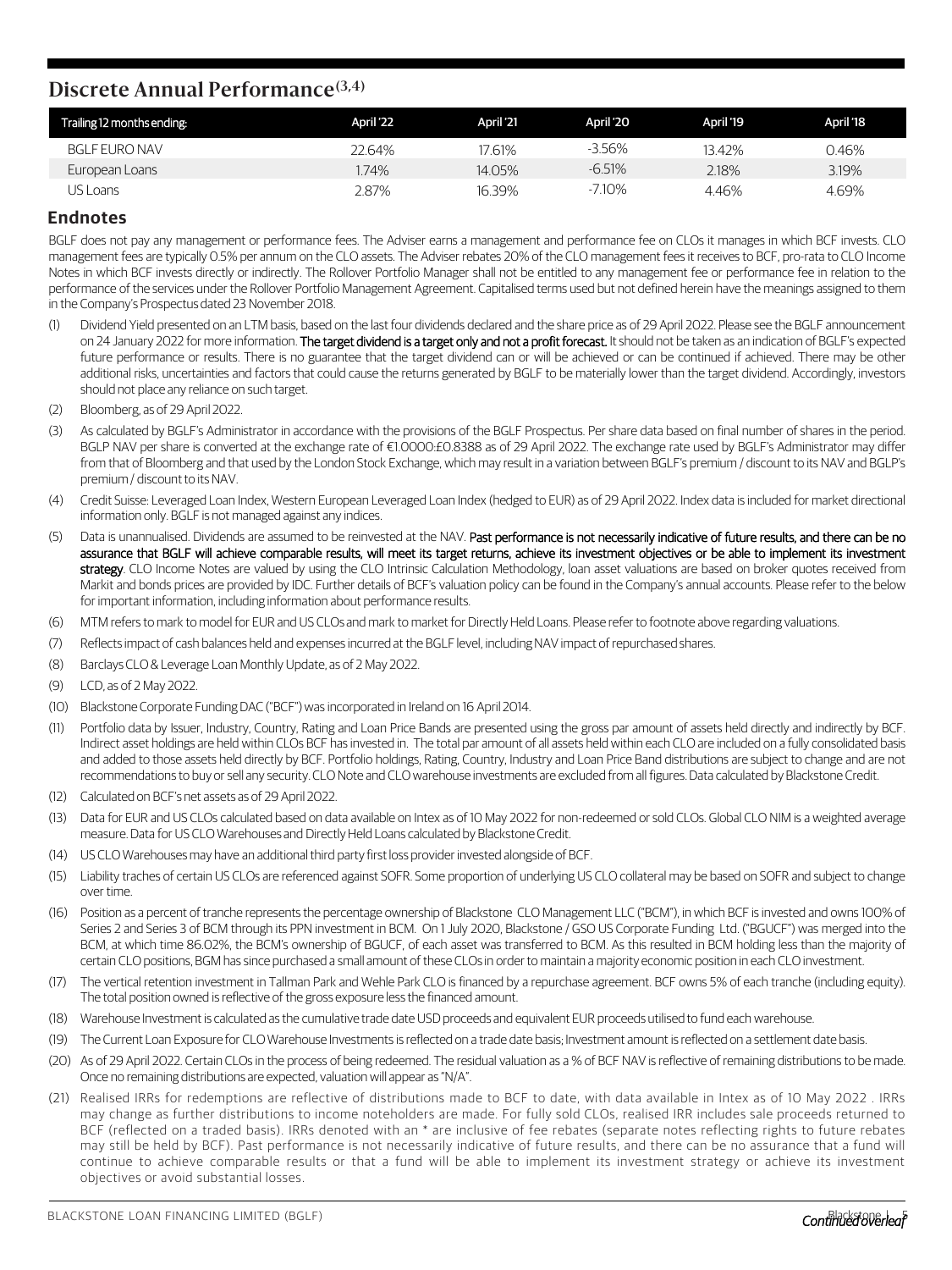## Discrete Annual Performance[3,4]

| Trailing 12 months ending: | April '22 | April '21 | April '20 | April '19 | April '18 |
|---|---|---|---|---|---|
| BGLF EURO NAV | 22.64% | 17.61% | -3.56% | 13.42% | 0.46% |
| European Loans | 1.74% | 14.05% | -6.51% | 2.18% | 3.19% |
| US Loans | 2.87% | 16.39% | -7.10% | 4.46% | 4.69% |

## Endnotes

BGLF does not pay any management or performance fees. The Adviser earns a management and performance fee on CLOs it manages in which BCF invests. CLO management fees are typically 0.5% per annum on the CLO assets. The Adviser rebates 20% of the CLO management fees it receives to BCF, pro-rata to CLO Income Notes in which BCF invests directly or indirectly. The Rollover Portfolio Manager shall not be entitled to any management fee or performance fee in relation to the performance of the services under the Rollover Portfolio Management Agreement. Capitalised terms used but not defined herein have the meanings assigned to them in the Company's Prospectus dated 23 November 2018.

(1) Dividend Yield presented on an LTM basis, based on the last four dividends declared and the share price as of 29 April 2022. Please see the BGLF announcement on 24 January 2022 for more information. **The target dividend is a target only and not a profit forecast.** It should not be taken as an indication of BGLF's expected future performance or results. There is no guarantee that the target dividend can or will be achieved or can be continued if achieved. There may be other additional risks, uncertainties and factors that could cause the returns generated by BGLF to be materially lower than the target dividend. Accordingly, investors should not place any reliance on such target.

(2) Bloomberg, as of 29 April 2022.

(3) As calculated by BGLF's Administrator in accordance with the provisions of the BGLF Prospectus. Per share data based on final number of shares in the period. BGLP NAV per share is converted at the exchange rate of €1.0000:£0.8388 as of 29 April 2022. The exchange rate used by BGLF's Administrator may differ from that of Bloomberg and that used by the London Stock Exchange, which may result in a variation between BGLF's premium / discount to its NAV and BGLP's premium / discount to its NAV.

(4) Credit Suisse: Leveraged Loan Index, Western European Leveraged Loan Index (hedged to EUR) as of 29 April 2022. Index data is included for market directional information only. BGLF is not managed against any indices.

(5) Data is unannualised. Dividends are assumed to be reinvested at the NAV. **Past performance is not necessarily indicative of future results, and there can be no assurance that BGLF will achieve comparable results, will meet its target returns, achieve its investment objectives or be able to implement its investment strategy**. CLO Income Notes are valued by using the CLO Intrinsic Calculation Methodology, loan asset valuations are based on broker quotes received from Markit and bonds prices are provided by IDC. Further details of BCF's valuation policy can be found in the Company's annual accounts. Please refer to the below for important information, including information about performance results.

(6) MTM refers to mark to model for EUR and US CLOs and mark to market for Directly Held Loans. Please refer to footnote above regarding valuations.

(7) Reflects impact of cash balances held and expenses incurred at the BGLF level, including NAV impact of repurchased shares.

(8) Barclays CLO & Leverage Loan Monthly Update, as of 2 May 2022.

(9) LCD, as of 2 May 2022.

(10) Blackstone Corporate Funding DAC ("BCF") was incorporated in Ireland on 16 April 2014.

(11) Portfolio data by Issuer, Industry, Country, Rating and Loan Price Bands are presented using the gross par amount of assets held directly and indirectly by BCF. Indirect asset holdings are held within CLOs BCF has invested in. The total par amount of all assets held within each CLO are included on a fully consolidated basis and added to those assets held directly by BCF. Portfolio holdings, Rating, Country, Industry and Loan Price Band distributions are subject to change and are not recommendations to buy or sell any security. CLO Note and CLO warehouse investments are excluded from all figures. Data calculated by Blackstone Credit.

(12) Calculated on BCF's net assets as of 29 April 2022.

(13) Data for EUR and US CLOs calculated based on data available on Intex as of 10 May 2022 for non-redeemed or sold CLOs. Global CLO NIM is a weighted average measure. Data for US CLO Warehouses and Directly Held Loans calculated by Blackstone Credit.

(14) US CLO Warehouses may have an additional third party first loss provider invested alongside of BCF.

(15) Liability traches of certain US CLOs are referenced against SOFR. Some proportion of underlying US CLO collateral may be based on SOFR and subject to change over time.

(16) Position as a percent of tranche represents the percentage ownership of Blackstone CLO Management LLC ("BCM"), in which BCF is invested and owns 100% of Series 2 and Series 3 of BCM through its PPN investment in BCM. On 1 July 2020, Blackstone / GSO US Corporate Funding Ltd. ("BGUCF") was merged into the BCM, at which time 86.02%, the BCM's ownership of BGUCF, of each asset was transferred to BCM. As this resulted in BCM holding less than the majority of certain CLO positions, BGM has since purchased a small amount of these CLOs in order to maintain a majority economic position in each CLO investment.

(17) The vertical retention investment in Tallman Park and Wehle Park CLO is financed by a repurchase agreement. BCF owns 5% of each tranche (including equity). The total position owned is reflective of the gross exposure less the financed amount.

(18) Warehouse Investment is calculated as the cumulative trade date USD proceeds and equivalent EUR proceeds utilised to fund each warehouse.

(19) The Current Loan Exposure for CLO Warehouse Investments is reflected on a trade date basis; Investment amount is reflected on a settlement date basis.

(20) As of 29 April 2022. Certain CLOs in the process of being redeemed. The residual valuation as a % of BCF NAV is reflective of remaining distributions to be made. Once no remaining distributions are expected, valuation will appear as "N/A".

(21) Realised IRRs for redemptions are reflective of distributions made to BCF to date, with data available in Intex as of 10 May 2022 . IRRs may change as further distributions to income noteholders are made. For fully sold CLOs, realised IRR includes sale proceeds returned to BCF (reflected on a traded basis). IRRs denoted with an * are inclusive of fee rebates (separate notes reflecting rights to future rebates may still be held by BCF). Past performance is not necessarily indicative of future results, and there can be no assurance that a fund will continue to achieve comparable results or that a fund will be able to implement its investment strategy or achieve its investment objectives or avoid substantial losses.

*Continued overleaf*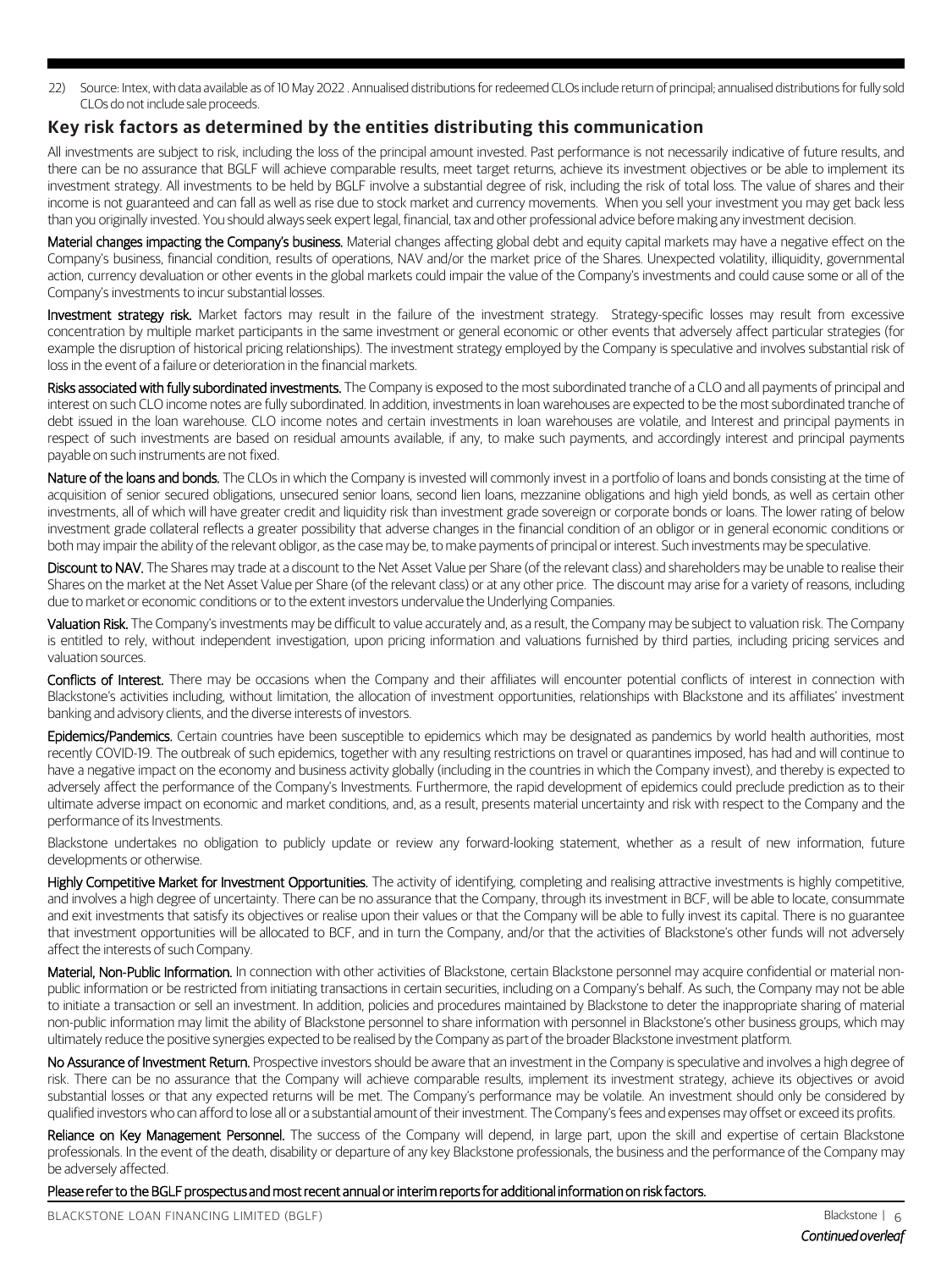22) Source: Intex, with data available as of 10 May 2022 . Annualised distributions for redeemed CLOs include return of principal; annualised distributions for fully sold CLOs do not include sale proceeds.

## Key risk factors as determined by the entities distributing this communication

All investments are subject to risk, including the loss of the principal amount invested. Past performance is not necessarily indicative of future results, and there can be no assurance that BGLF will achieve comparable results, meet target returns, achieve its investment objectives or be able to implement its investment strategy. All investments to be held by BGLF involve a substantial degree of risk, including the risk of total loss. The value of shares and their income is not guaranteed and can fall as well as rise due to stock market and currency movements. When you sell your investment you may get back less than you originally invested. You should always seek expert legal, financial, tax and other professional advice before making any investment decision.

**Material changes impacting the Company's business.** Material changes affecting global debt and equity capital markets may have a negative effect on the Company's business, financial condition, results of operations, NAV and/or the market price of the Shares. Unexpected volatility, illiquidity, governmental action, currency devaluation or other events in the global markets could impair the value of the Company's investments and could cause some or all of the Company's investments to incur substantial losses.

**Investment strategy risk.** Market factors may result in the failure of the investment strategy. Strategy-specific losses may result from excessive concentration by multiple market participants in the same investment or general economic or other events that adversely affect particular strategies (for example the disruption of historical pricing relationships). The investment strategy employed by the Company is speculative and involves substantial risk of loss in the event of a failure or deterioration in the financial markets.

**Risks associated with fully subordinated investments.** The Company is exposed to the most subordinated tranche of a CLO and all payments of principal and interest on such CLO income notes are fully subordinated. In addition, investments in loan warehouses are expected to be the most subordinated tranche of debt issued in the loan warehouse. CLO income notes and certain investments in loan warehouses are volatile, and Interest and principal payments in respect of such investments are based on residual amounts available, if any, to make such payments, and accordingly interest and principal payments payable on such instruments are not fixed.

**Nature of the loans and bonds.** The CLOs in which the Company is invested will commonly invest in a portfolio of loans and bonds consisting at the time of acquisition of senior secured obligations, unsecured senior loans, second lien loans, mezzanine obligations and high yield bonds, as well as certain other investments, all of which will have greater credit and liquidity risk than investment grade sovereign or corporate bonds or loans. The lower rating of below investment grade collateral reflects a greater possibility that adverse changes in the financial condition of an obligor or in general economic conditions or both may impair the ability of the relevant obligor, as the case may be, to make payments of principal or interest. Such investments may be speculative.

**Discount to NAV.** The Shares may trade at a discount to the Net Asset Value per Share (of the relevant class) and shareholders may be unable to realise their Shares on the market at the Net Asset Value per Share (of the relevant class) or at any other price. The discount may arise for a variety of reasons, including due to market or economic conditions or to the extent investors undervalue the Underlying Companies.

**Valuation Risk.** The Company's investments may be difficult to value accurately and, as a result, the Company may be subject to valuation risk. The Company is entitled to rely, without independent investigation, upon pricing information and valuations furnished by third parties, including pricing services and valuation sources.

**Conflicts of Interest.** There may be occasions when the Company and their affiliates will encounter potential conflicts of interest in connection with Blackstone's activities including, without limitation, the allocation of investment opportunities, relationships with Blackstone and its affiliates' investment banking and advisory clients, and the diverse interests of investors.

**Epidemics/Pandemics.** Certain countries have been susceptible to epidemics which may be designated as pandemics by world health authorities, most recently COVID-19. The outbreak of such epidemics, together with any resulting restrictions on travel or quarantines imposed, has had and will continue to have a negative impact on the economy and business activity globally (including in the countries in which the Company invest), and thereby is expected to adversely affect the performance of the Company's Investments. Furthermore, the rapid development of epidemics could preclude prediction as to their ultimate adverse impact on economic and market conditions, and, as a result, presents material uncertainty and risk with respect to the Company and the performance of its Investments.

Blackstone undertakes no obligation to publicly update or review any forward-looking statement, whether as a result of new information, future developments or otherwise.

**Highly Competitive Market for Investment Opportunities.** The activity of identifying, completing and realising attractive investments is highly competitive, and involves a high degree of uncertainty. There can be no assurance that the Company, through its investment in BCF, will be able to locate, consummate and exit investments that satisfy its objectives or realise upon their values or that the Company will be able to fully invest its capital. There is no guarantee that investment opportunities will be allocated to BCF, and in turn the Company, and/or that the activities of Blackstone's other funds will not adversely affect the interests of such Company.

**Material, Non-Public Information.** In connection with other activities of Blackstone, certain Blackstone personnel may acquire confidential or material non-public information or be restricted from initiating transactions in certain securities, including on a Company's behalf. As such, the Company may not be able to initiate a transaction or sell an investment. In addition, policies and procedures maintained by Blackstone to deter the inappropriate sharing of material non-public information may limit the ability of Blackstone personnel to share information with personnel in Blackstone's other business groups, which may ultimately reduce the positive synergies expected to be realised by the Company as part of the broader Blackstone investment platform.

**No Assurance of Investment Return.** Prospective investors should be aware that an investment in the Company is speculative and involves a high degree of risk. There can be no assurance that the Company will achieve comparable results, implement its investment strategy, achieve its objectives or avoid substantial losses or that any expected returns will be met. The Company's performance may be volatile. An investment should only be considered by qualified investors who can afford to lose all or a substantial amount of their investment. The Company's fees and expenses may offset or exceed its profits.

**Reliance on Key Management Personnel.** The success of the Company will depend, in large part, upon the skill and expertise of certain Blackstone professionals. In the event of the death, disability or departure of any key Blackstone professionals, the business and the performance of the Company may be adversely affected.

Please refer to the BGLF prospectus and most recent annual or interim reports for additional information on risk factors.

*Continued overleaf*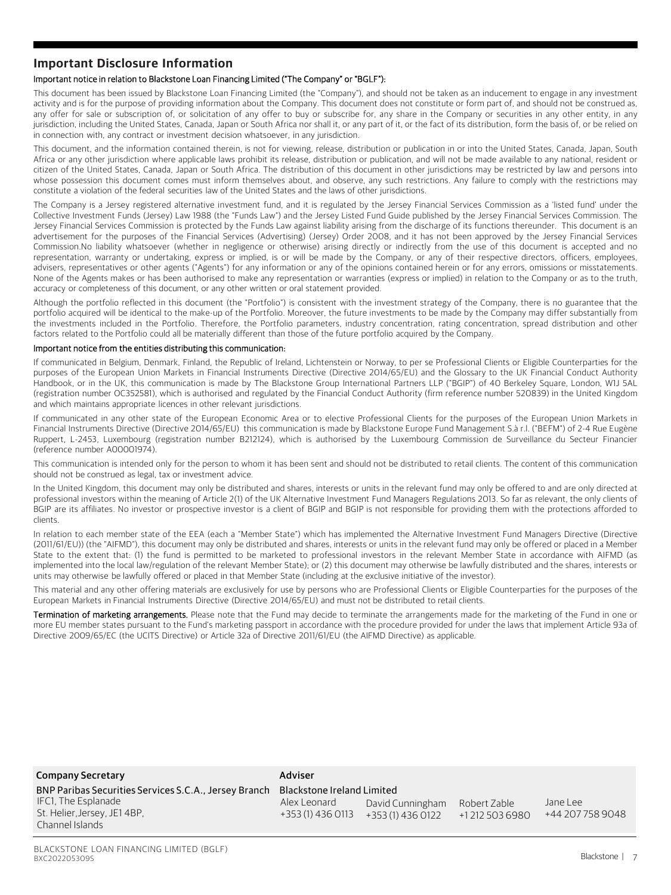## Important Disclosure Information

### Important notice in relation to Blackstone Loan Financing Limited ("The Company" or "BGLF"):

This document has been issued by Blackstone Loan Financing Limited (the "Company"), and should not be taken as an inducement to engage in any investment activity and is for the purpose of providing information about the Company. This document does not constitute or form part of, and should not be construed as, any offer for sale or subscription of, or solicitation of any offer to buy or subscribe for, any share in the Company or securities in any other entity, in any jurisdiction, including the United States, Canada, Japan or South Africa nor shall it, or any part of it, or the fact of its distribution, form the basis of, or be relied on in connection with, any contract or investment decision whatsoever, in any jurisdiction.

This document, and the information contained therein, is not for viewing, release, distribution or publication in or into the United States, Canada, Japan, South Africa or any other jurisdiction where applicable laws prohibit its release, distribution or publication, and will not be made available to any national, resident or citizen of the United States, Canada, Japan or South Africa. The distribution of this document in other jurisdictions may be restricted by law and persons into whose possession this document comes must inform themselves about, and observe, any such restrictions. Any failure to comply with the restrictions may constitute a violation of the federal securities law of the United States and the laws of other jurisdictions.

The Company is a Jersey registered alternative investment fund, and it is regulated by the Jersey Financial Services Commission as a 'listed fund' under the Collective Investment Funds (Jersey) Law 1988 (the "Funds Law") and the Jersey Listed Fund Guide published by the Jersey Financial Services Commission. The Jersey Financial Services Commission is protected by the Funds Law against liability arising from the discharge of its functions thereunder. This document is an advertisement for the purposes of the Financial Services (Advertising) (Jersey) Order 2008, and it has not been approved by the Jersey Financial Services Commission.No liability whatsoever (whether in negligence or otherwise) arising directly or indirectly from the use of this document is accepted and no representation, warranty or undertaking, express or implied, is or will be made by the Company, or any of their respective directors, officers, employees, advisers, representatives or other agents ("Agents") for any information or any of the opinions contained herein or for any errors, omissions or misstatements. None of the Agents makes or has been authorised to make any representation or warranties (express or implied) in relation to the Company or as to the truth, accuracy or completeness of this document, or any other written or oral statement provided.

Although the portfolio reflected in this document (the "Portfolio") is consistent with the investment strategy of the Company, there is no guarantee that the portfolio acquired will be identical to the make-up of the Portfolio. Moreover, the future investments to be made by the Company may differ substantially from the investments included in the Portfolio. Therefore, the Portfolio parameters, industry concentration, rating concentration, spread distribution and other factors related to the Portfolio could all be materially different than those of the future portfolio acquired by the Company.

### Important notice from the entities distributing this communication:

If communicated in Belgium, Denmark, Finland, the Republic of Ireland, Lichtenstein or Norway, to per se Professional Clients or Eligible Counterparties for the purposes of the European Union Markets in Financial Instruments Directive (Directive 2014/65/EU) and the Glossary to the UK Financial Conduct Authority Handbook, or in the UK, this communication is made by The Blackstone Group International Partners LLP ("BGIP") of 40 Berkeley Square, London, W1J 5AL (registration number OC352581), which is authorised and regulated by the Financial Conduct Authority (firm reference number 520839) in the United Kingdom and which maintains appropriate licences in other relevant jurisdictions.

If communicated in any other state of the European Economic Area or to elective Professional Clients for the purposes of the European Union Markets in Financial Instruments Directive (Directive 2014/65/EU) this communication is made by Blackstone Europe Fund Management S.à r.l. ("BEFM") of 2-4 Rue Eugène Ruppert, L-2453, Luxembourg (registration number B212124), which is authorised by the Luxembourg Commission de Surveillance du Secteur Financier (reference number A00001974).

This communication is intended only for the person to whom it has been sent and should not be distributed to retail clients. The content of this communication should not be construed as legal, tax or investment advice.

In the United Kingdom, this document may only be distributed and shares, interests or units in the relevant fund may only be offered to and are only directed at professional investors within the meaning of Article 2(1) of the UK Alternative Investment Fund Managers Regulations 2013. So far as relevant, the only clients of BGIP are its affiliates. No investor or prospective investor is a client of BGIP and BGIP is not responsible for providing them with the protections afforded to clients.

In relation to each member state of the EEA (each a "Member State") which has implemented the Alternative Investment Fund Managers Directive (Directive (2011/61/EU)) (the "AIFMD"), this document may only be distributed and shares, interests or units in the relevant fund may only be offered or placed in a Member State to the extent that: (1) the fund is permitted to be marketed to professional investors in the relevant Member State in accordance with AIFMD (as implemented into the local law/regulation of the relevant Member State); or (2) this document may otherwise be lawfully distributed and the shares, interests or units may otherwise be lawfully offered or placed in that Member State (including at the exclusive initiative of the investor).

This material and any other offering materials are exclusively for use by persons who are Professional Clients or Eligible Counterparties for the purposes of the European Markets in Financial Instruments Directive (Directive 2014/65/EU) and must not be distributed to retail clients.

**Termination of marketing arrangements.** Please note that the Fund may decide to terminate the arrangements made for the marketing of the Fund in one or more EU member states pursuant to the Fund's marketing passport in accordance with the procedure provided for under the laws that implement Article 93a of Directive 2009/65/EC (the UCITS Directive) or Article 32a of Directive 2011/61/EU (the AIFMD Directive) as applicable.

| Company Secretary | Adviser | | | |
|---|---|---|---|---|
| BNP Paribas Securities Services S.C.A., Jersey Branch | Blackstone Ireland Limited | | | |
| IFC1, The Esplanade<br>St. Helier,Jersey, JE1 4BP,<br>Channel Islands | Alex Leonard<br>+353 (1) 436 0113 | David Cunningham<br>+353 (1) 436 0122 | Robert Zable<br>+1 212 503 6980 | Jane Lee<br>+44 207 758 9048 |

BLACKSTONE LOAN FINANCING LIMITED (BGLF)
BXC20220530 9S